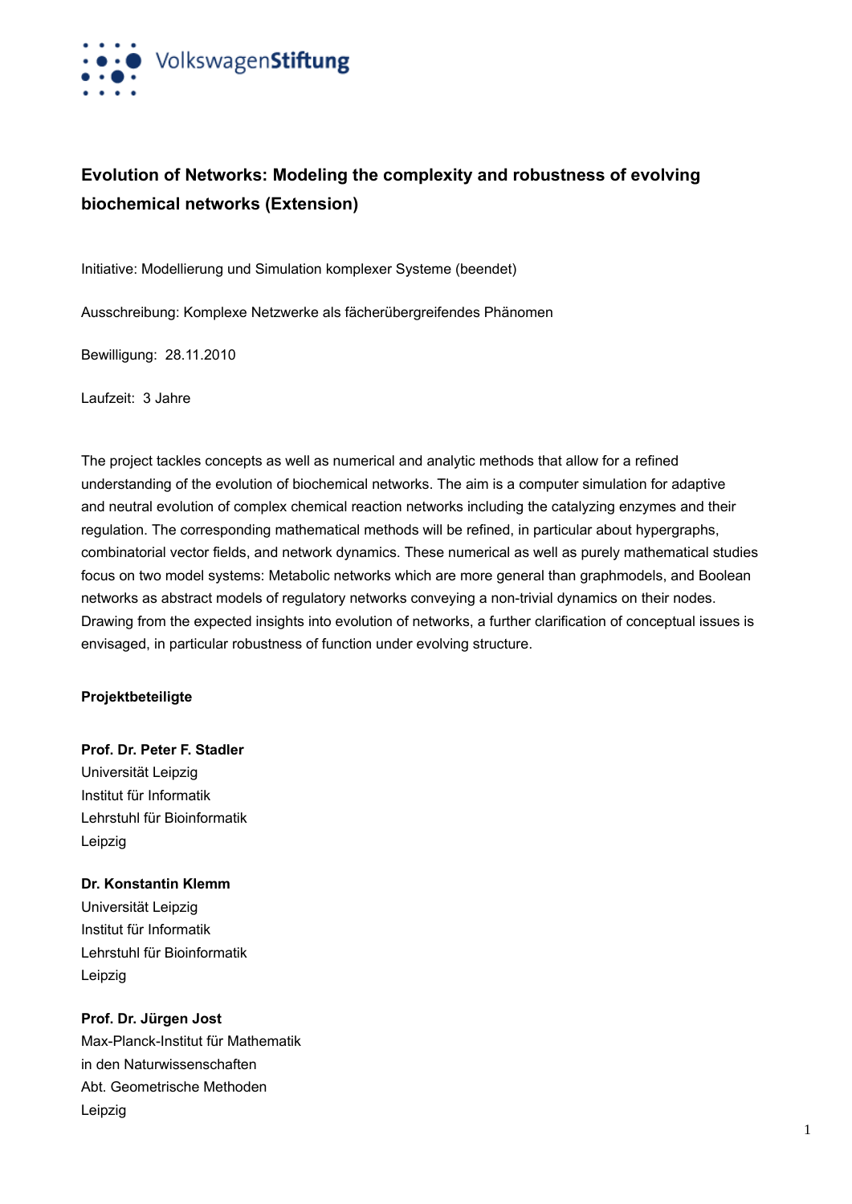VolkswagenStiftung

# Evolution of Networks: Modeling the complexity and robustness of evolving biochemical networks (Extension)

Initiative: Modellierung und Simulation komplexer Systeme (beendet)

Ausschreibung: Komplexe Netzwerke als fächerübergreifendes Phänomen

Bewilligung: 28.11.2010

Laufzeit: 3 Jahre

The project tackles concepts as well as numerical and analytic methods that allow for a refined understanding of the evolution of biochemical networks. The aim is a computer simulation for adaptive and neutral evolution of complex chemical reaction networks including the catalyzing enzymes and their regulation. The corresponding mathematical methods will be refined, in particular about hypergraphs, combinatorial vector fields, and network dynamics. These numerical as well as purely mathematical studies focus on two model systems: Metabolic networks which are more general than graphmodels, and Boolean networks as abstract models of regulatory networks conveying a non-trivial dynamics on their nodes. Drawing from the expected insights into evolution of networks, a further clarification of conceptual issues is envisaged, in particular robustness of function under evolving structure.

**Projektbeteiligte**

**Prof. Dr. Peter F. Stadler**
Universität Leipzig
Institut für Informatik
Lehrstuhl für Bioinformatik
Leipzig

**Dr. Konstantin Klemm**
Universität Leipzig
Institut für Informatik
Lehrstuhl für Bioinformatik
Leipzig

**Prof. Dr. Jürgen Jost**
Max-Planck-Institut für Mathematik
in den Naturwissenschaften
Abt. Geometrische Methoden
Leipzig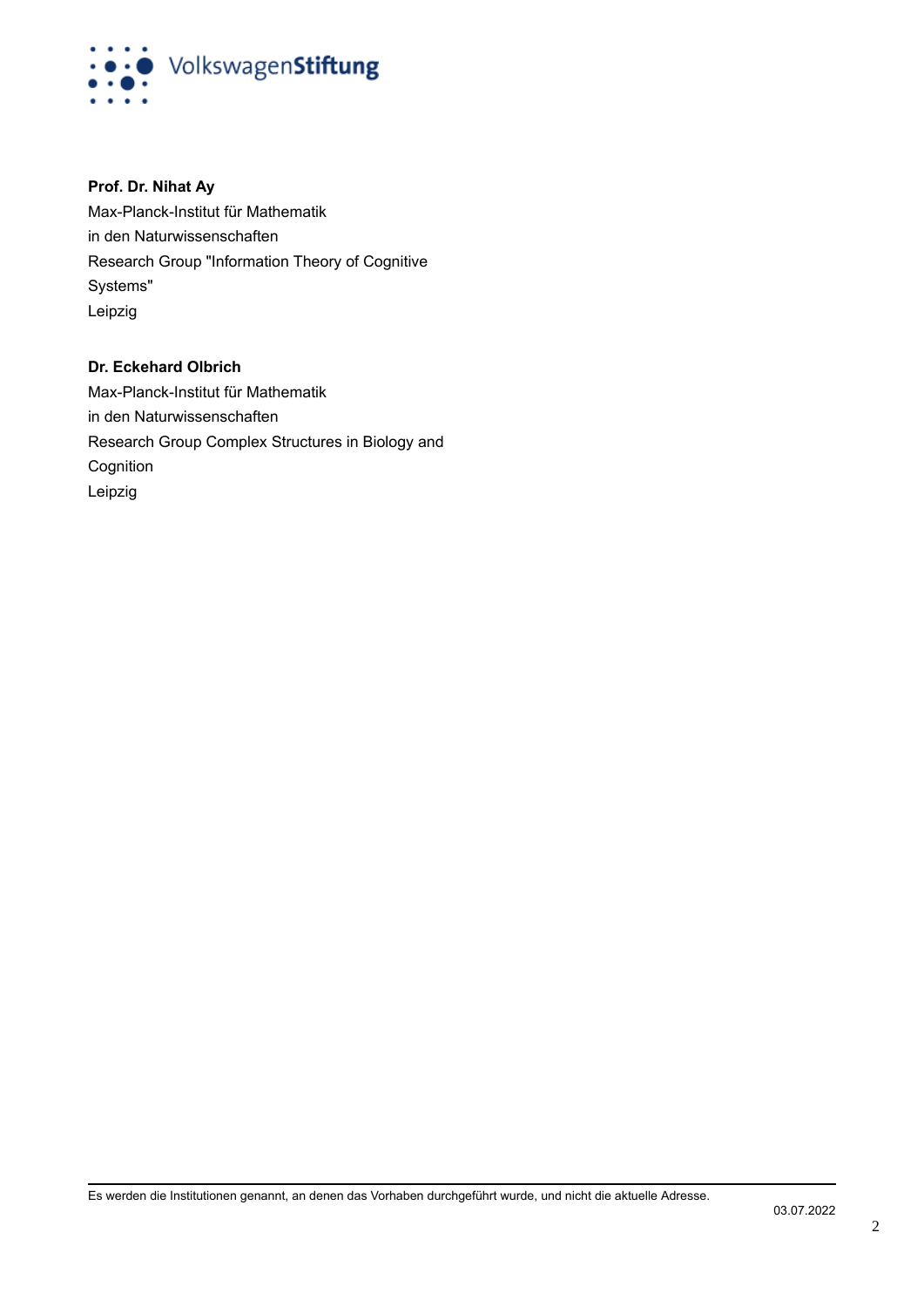**Prof. Dr. Nihat Ay**
Max-Planck-Institut für Mathematik
in den Naturwissenschaften
Research Group "Information Theory of Cognitive Systems"
Leipzig

**Dr. Eckehard Olbrich**
Max-Planck-Institut für Mathematik
in den Naturwissenschaften
Research Group Complex Structures in Biology and Cognition
Leipzig

Es werden die Institutionen genannt, an denen das Vorhaben durchgeführt wurde, und nicht die aktuelle Adresse.

03.07.2022